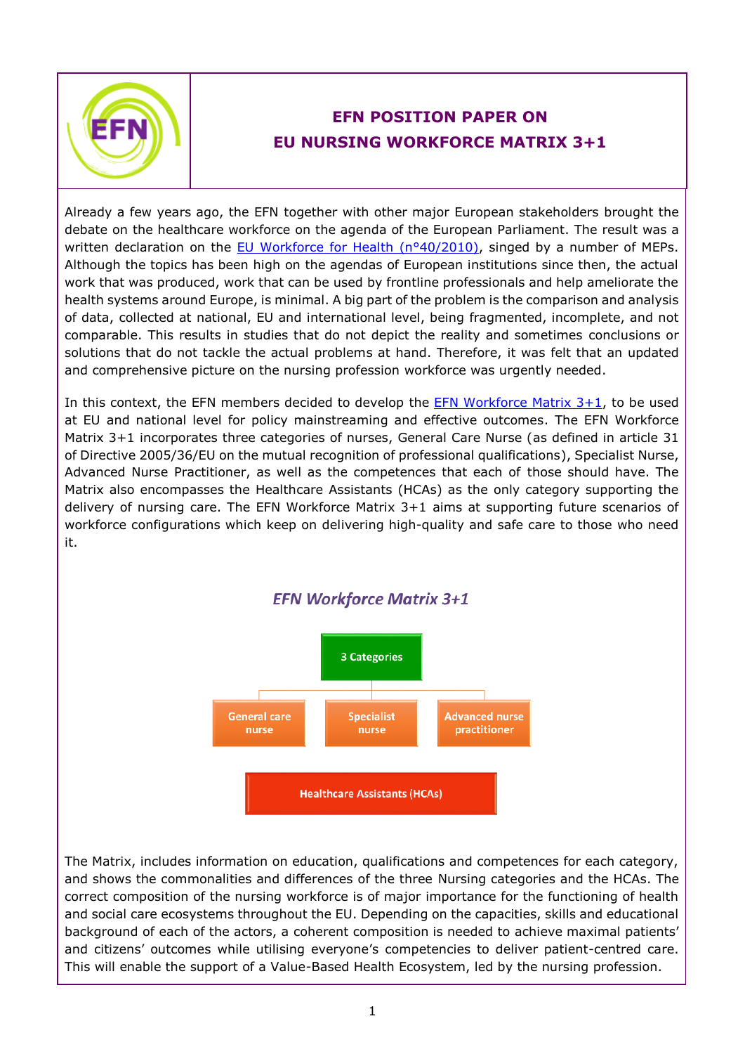# EFN POSITION PAPER ON EU NURSING WORKFORCE MATRIX 3+1

Already a few years ago, the EFN together with other major European stakeholders brought the debate on the healthcare workforce on the agenda of the European Parliament. The result was a written declaration on the [EU Workforce for Health (n°40/2010)](), singed by a number of MEPs. Although the topics has been high on the agendas of European institutions since then, the actual work that was produced, work that can be used by frontline professionals and help ameliorate the health systems around Europe, is minimal. A big part of the problem is the comparison and analysis of data, collected at national, EU and international level, being fragmented, incomplete, and not comparable. This results in studies that do not depict the reality and sometimes conclusions or solutions that do not tackle the actual problems at hand. Therefore, it was felt that an updated and comprehensive picture on the nursing profession workforce was urgently needed.

In this context, the EFN members decided to develop the [EFN Workforce Matrix 3+1](), to be used at EU and national level for policy mainstreaming and effective outcomes. The EFN Workforce Matrix 3+1 incorporates three categories of nurses, General Care Nurse (as defined in article 31 of Directive 2005/36/EU on the mutual recognition of professional qualifications), Specialist Nurse, Advanced Nurse Practitioner, as well as the competences that each of those should have. The Matrix also encompasses the Healthcare Assistants (HCAs) as the only category supporting the delivery of nursing care. The EFN Workforce Matrix 3+1 aims at supporting future scenarios of workforce configurations which keep on delivering high-quality and safe care to those who need it.

*EFN Workforce Matrix 3+1*

- **3 Categories**
  - General care nurse
  - Specialist nurse
  - Advanced nurse practitioner
- **Healthcare Assistants (HCAs)**

The Matrix, includes information on education, qualifications and competences for each category, and shows the commonalities and differences of the three Nursing categories and the HCAs. The correct composition of the nursing workforce is of major importance for the functioning of health and social care ecosystems throughout the EU. Depending on the capacities, skills and educational background of each of the actors, a coherent composition is needed to achieve maximal patients' and citizens' outcomes while utilising everyone's competencies to deliver patient-centred care. This will enable the support of a Value-Based Health Ecosystem, led by the nursing profession.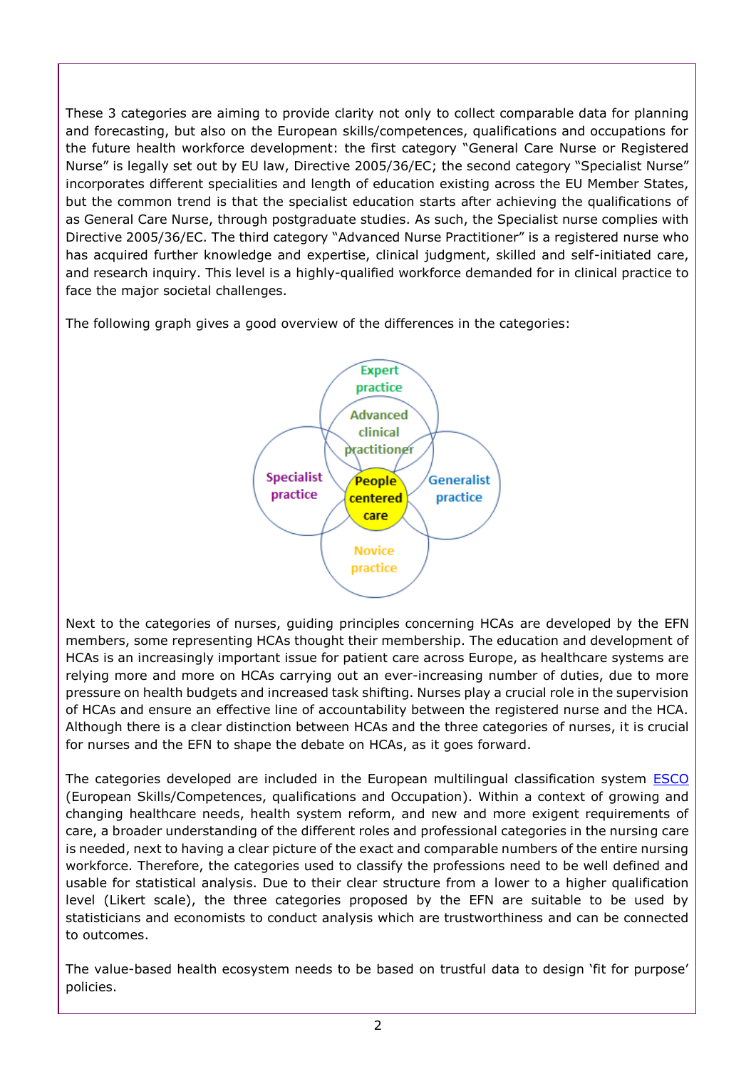These 3 categories are aiming to provide clarity not only to collect comparable data for planning and forecasting, but also on the European skills/competences, qualifications and occupations for the future health workforce development: the first category "General Care Nurse or Registered Nurse" is legally set out by EU law, Directive 2005/36/EC; the second category "Specialist Nurse" incorporates different specialities and length of education existing across the EU Member States, but the common trend is that the specialist education starts after achieving the qualifications of as General Care Nurse, through postgraduate studies. As such, the Specialist nurse complies with Directive 2005/36/EC. The third category "Advanced Nurse Practitioner" is a registered nurse who has acquired further knowledge and expertise, clinical judgment, skilled and self-initiated care, and research inquiry. This level is a highly-qualified workforce demanded for in clinical practice to face the major societal challenges.

The following graph gives a good overview of the differences in the categories:

Expert practice

Advanced clinical practitioner

Specialist practice

People centered care

Generalist practice

Novice practice

Next to the categories of nurses, guiding principles concerning HCAs are developed by the EFN members, some representing HCAs thought their membership. The education and development of HCAs is an increasingly important issue for patient care across Europe, as healthcare systems are relying more and more on HCAs carrying out an ever-increasing number of duties, due to more pressure on health budgets and increased task shifting. Nurses play a crucial role in the supervision of HCAs and ensure an effective line of accountability between the registered nurse and the HCA. Although there is a clear distinction between HCAs and the three categories of nurses, it is crucial for nurses and the EFN to shape the debate on HCAs, as it goes forward.

The categories developed are included in the European multilingual classification system ESCO (European Skills/Competences, qualifications and Occupation). Within a context of growing and changing healthcare needs, health system reform, and new and more exigent requirements of care, a broader understanding of the different roles and professional categories in the nursing care is needed, next to having a clear picture of the exact and comparable numbers of the entire nursing workforce. Therefore, the categories used to classify the professions need to be well defined and usable for statistical analysis. Due to their clear structure from a lower to a higher qualification level (Likert scale), the three categories proposed by the EFN are suitable to be used by statisticians and economists to conduct analysis which are trustworthiness and can be connected to outcomes.

The value-based health ecosystem needs to be based on trustful data to design 'fit for purpose' policies.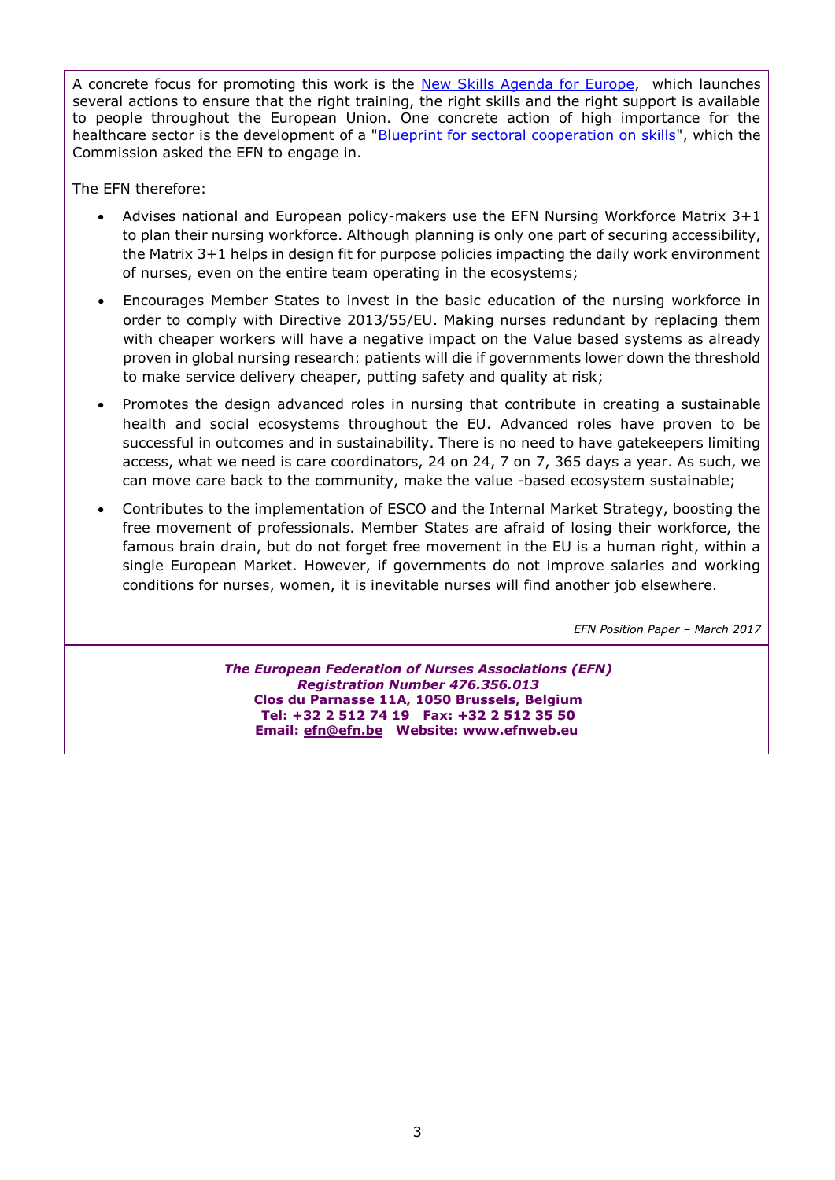A concrete focus for promoting this work is the [New Skills Agenda for Europe](), which launches several actions to ensure that the right training, the right skills and the right support is available to people throughout the European Union. One concrete action of high importance for the healthcare sector is the development of a "[Blueprint for sectoral cooperation on skills]()", which the Commission asked the EFN to engage in.

The EFN therefore:

- Advises national and European policy-makers use the EFN Nursing Workforce Matrix 3+1 to plan their nursing workforce. Although planning is only one part of securing accessibility, the Matrix 3+1 helps in design fit for purpose policies impacting the daily work environment of nurses, even on the entire team operating in the ecosystems;
- Encourages Member States to invest in the basic education of the nursing workforce in order to comply with Directive 2013/55/EU. Making nurses redundant by replacing them with cheaper workers will have a negative impact on the Value based systems as already proven in global nursing research: patients will die if governments lower down the threshold to make service delivery cheaper, putting safety and quality at risk;
- Promotes the design advanced roles in nursing that contribute in creating a sustainable health and social ecosystems throughout the EU. Advanced roles have proven to be successful in outcomes and in sustainability. There is no need to have gatekeepers limiting access, what we need is care coordinators, 24 on 24, 7 on 7, 365 days a year. As such, we can move care back to the community, make the value -based ecosystem sustainable;
- Contributes to the implementation of ESCO and the Internal Market Strategy, boosting the free movement of professionals. Member States are afraid of losing their workforce, the famous brain drain, but do not forget free movement in the EU is a human right, within a single European Market. However, if governments do not improve salaries and working conditions for nurses, women, it is inevitable nurses will find another job elsewhere.

*EFN Position Paper – March 2017*

***The European Federation of Nurses Associations (EFN)***
***Registration Number 476.356.013***
**Clos du Parnasse 11A, 1050 Brussels, Belgium**
**Tel: +32 2 512 74 19 Fax: +32 2 512 35 50**
**Email: efn@efn.be Website: www.efnweb.eu**